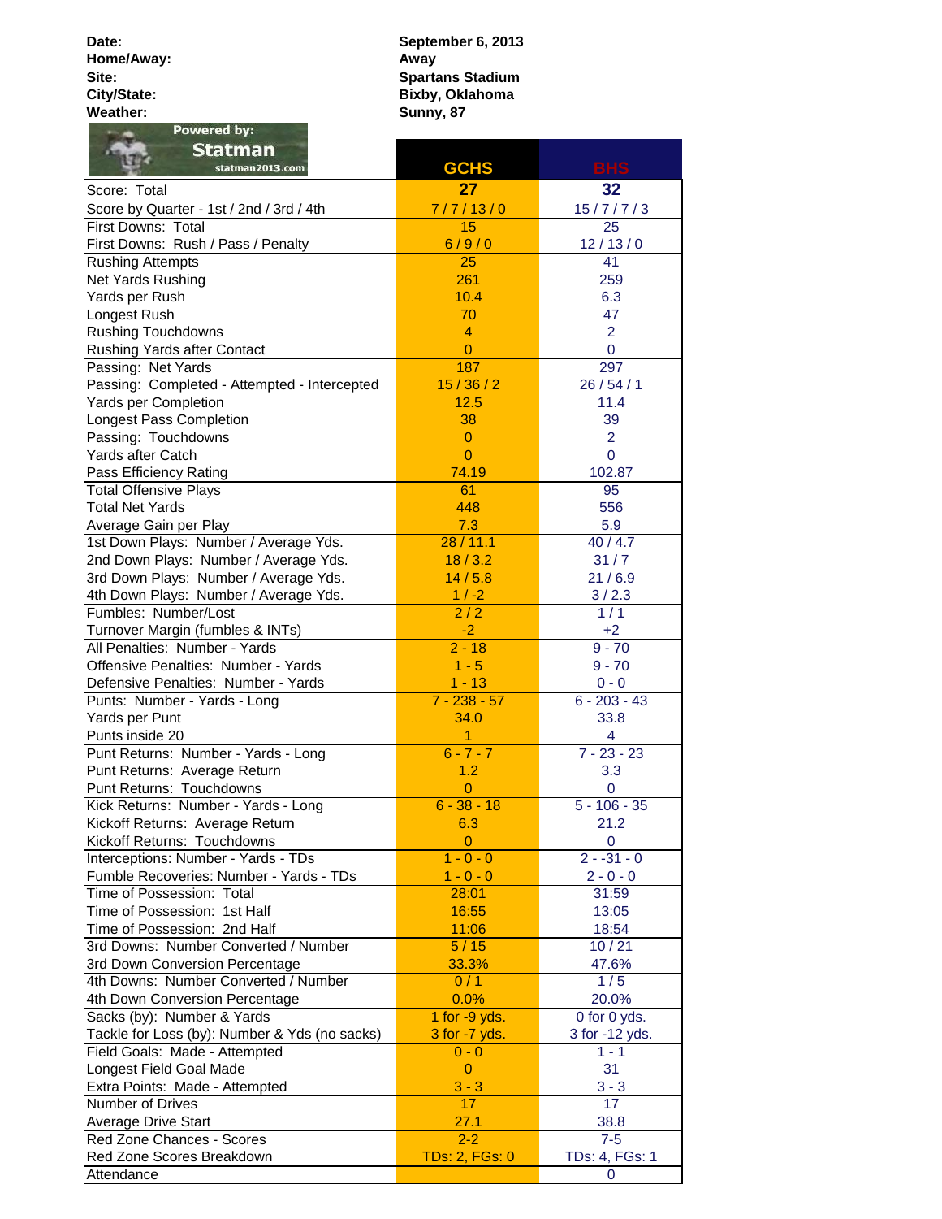| | |
|---|---|
| **Date:** | **September 6, 2013** |
| **Home/Away:** | **Away** |
| **Site:** | **Spartans Stadium** |
| **City/State:** | **Bixby, Oklahoma** |
| **Weather:** | **Sunny, 87** |

Powered by: Statman statman2013.com

| | GCHS | BHS |
|---|---|---|
| Score: Total | **27** | **32** |
| Score by Quarter - 1st / 2nd / 3rd / 4th | 7 / 7 / 13 / 0 | 15 / 7 / 7 / 3 |
| First Downs: Total | 15 | 25 |
| First Downs: Rush / Pass / Penalty | 6 / 9 / 0 | 12 / 13 / 0 |
| Rushing Attempts | 25 | 41 |
| Net Yards Rushing | 261 | 259 |
| Yards per Rush | 10.4 | 6.3 |
| Longest Rush | 70 | 47 |
| Rushing Touchdowns | 4 | 2 |
| Rushing Yards after Contact | 0 | 0 |
| Passing: Net Yards | 187 | 297 |
| Passing: Completed - Attempted - Intercepted | 15 / 36 / 2 | 26 / 54 / 1 |
| Yards per Completion | 12.5 | 11.4 |
| Longest Pass Completion | 38 | 39 |
| Passing: Touchdowns | 0 | 2 |
| Yards after Catch | 0 | 0 |
| Pass Efficiency Rating | 74.19 | 102.87 |
| Total Offensive Plays | 61 | 95 |
| Total Net Yards | 448 | 556 |
| Average Gain per Play | 7.3 | 5.9 |
| 1st Down Plays: Number / Average Yds. | 28 / 11.1 | 40 / 4.7 |
| 2nd Down Plays: Number / Average Yds. | 18 / 3.2 | 31 / 7 |
| 3rd Down Plays: Number / Average Yds. | 14 / 5.8 | 21 / 6.9 |
| 4th Down Plays: Number / Average Yds. | 1 / -2 | 3 / 2.3 |
| Fumbles: Number/Lost | 2 / 2 | 1 / 1 |
| Turnover Margin (fumbles & INTs) | -2 | +2 |
| All Penalties: Number - Yards | 2 - 18 | 9 - 70 |
| Offensive Penalties: Number - Yards | 1 - 5 | 9 - 70 |
| Defensive Penalties: Number - Yards | 1 - 13 | 0 - 0 |
| Punts: Number - Yards - Long | 7 - 238 - 57 | 6 - 203 - 43 |
| Yards per Punt | 34.0 | 33.8 |
| Punts inside 20 | 1 | 4 |
| Punt Returns: Number - Yards - Long | 6 - 7 - 7 | 7 - 23 - 23 |
| Punt Returns: Average Return | 1.2 | 3.3 |
| Punt Returns: Touchdowns | 0 | 0 |
| Kick Returns: Number - Yards - Long | 6 - 38 - 18 | 5 - 106 - 35 |
| Kickoff Returns: Average Return | 6.3 | 21.2 |
| Kickoff Returns: Touchdowns | 0 | 0 |
| Interceptions: Number - Yards - TDs | 1 - 0 - 0 | 2 - -31 - 0 |
| Fumble Recoveries: Number - Yards - TDs | 1 - 0 - 0 | 2 - 0 - 0 |
| Time of Possession: Total | 28:01 | 31:59 |
| Time of Possession: 1st Half | 16:55 | 13:05 |
| Time of Possession: 2nd Half | 11:06 | 18:54 |
| 3rd Downs: Number Converted / Number | 5 / 15 | 10 / 21 |
| 3rd Down Conversion Percentage | 33.3% | 47.6% |
| 4th Downs: Number Converted / Number | 0 / 1 | 1 / 5 |
| 4th Down Conversion Percentage | 0.0% | 20.0% |
| Sacks (by): Number & Yards | 1 for -9 yds. | 0 for 0 yds. |
| Tackle for Loss (by): Number & Yds (no sacks) | 3 for -7 yds. | 3 for -12 yds. |
| Field Goals: Made - Attempted | 0 - 0 | 1 - 1 |
| Longest Field Goal Made | 0 | 31 |
| Extra Points: Made - Attempted | 3 - 3 | 3 - 3 |
| Number of Drives | 17 | 17 |
| Average Drive Start | 27.1 | 38.8 |
| Red Zone Chances - Scores | 2-2 | 7-5 |
| Red Zone Scores Breakdown | TDs: 2, FGs: 0 | TDs: 4, FGs: 1 |
| Attendance | | 0 |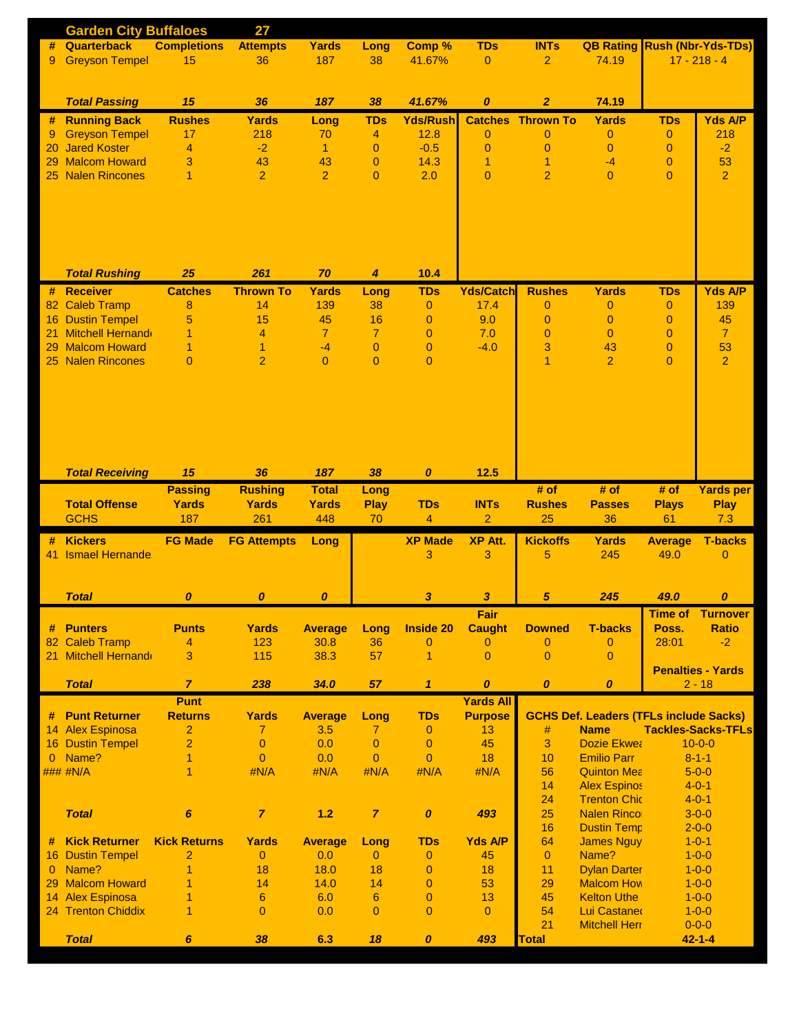# Garden City Buffaloes 27

| # | Quarterback | Completions | Attempts | Yards | Long | Comp % | TDs | INTs | QB Rating | Rush (Nbr-Yds-TDs) |
|---|---|---|---|---|---|---|---|---|---|---|
| 9 | Greyson Tempel | 15 | 36 | 187 | 38 | 41.67% | 0 | 2 | 74.19 | 17 - 218 - 4 |
| | **Total Passing** | **15** | **36** | **187** | **38** | **41.67%** | **0** | **2** | **74.19** | |

| # | Running Back | Rushes | Yards | Long | TDs | Yds/Rush | Catches | Thrown To | Yards | TDs | Yds A/P |
|---|---|---|---|---|---|---|---|---|---|---|---|
| 9 | Greyson Tempel | 17 | 218 | 70 | 4 | 12.8 | 0 | 0 | 0 | 0 | 218 |
| 20 | Jared Koster | 4 | -2 | 1 | 0 | -0.5 | 0 | 0 | 0 | 0 | -2 |
| 29 | Malcom Howard | 3 | 43 | 43 | 0 | 14.3 | 1 | 1 | -4 | 0 | 53 |
| 25 | Nalen Rincones | 1 | 2 | 2 | 0 | 2.0 | 0 | 2 | 0 | 0 | 2 |
| | **Total Rushing** | **25** | **261** | **70** | **4** | **10.4** | | | | | |

| # | Receiver | Catches | Thrown To | Yards | Long | TDs | Yds/Catch | Rushes | Yards | TDs | Yds A/P |
|---|---|---|---|---|---|---|---|---|---|---|---|
| 82 | Caleb Tramp | 8 | 14 | 139 | 38 | 0 | 17.4 | 0 | 0 | 0 | 139 |
| 16 | Dustin Tempel | 5 | 15 | 45 | 16 | 0 | 9.0 | 0 | 0 | 0 | 45 |
| 21 | Mitchell Hernande | 1 | 4 | 7 | 7 | 0 | 7.0 | 0 | 0 | 0 | 7 |
| 29 | Malcom Howard | 1 | 1 | -4 | 0 | 0 | -4.0 | 3 | 43 | 0 | 53 |
| 25 | Nalen Rincones | 0 | 2 | 0 | 0 | 0 | | 1 | 2 | 0 | 2 |
| | **Total Receiving** | **15** | **36** | **187** | **38** | **0** | **12.5** | | | | |

| | Total Offense | Passing Yards | Rushing Yards | Total Yards | Long Play | TDs | INTs | # of Rushes | # of Passes | # of Plays | Yards per Play |
|---|---|---|---|---|---|---|---|---|---|---|---|
| | GCHS | 187 | 261 | 448 | 70 | 4 | 2 | 25 | 36 | 61 | 7.3 |

| # | Kickers | FG Made | FG Attempts | Long | | XP Made | XP Att. | Kickoffs | Yards | Average | T-backs |
|---|---|---|---|---|---|---|---|---|---|---|---|
| 41 | Ismael Hernande | | | | | 3 | 3 | 5 | 245 | 49.0 | 0 |
| | **Total** | **0** | **0** | **0** | | **3** | **3** | **5** | **245** | **49.0** | **0** |

| # | Punters | Punts | Yards | Average | Long | Inside 20 | Fair Caught | Downed | T-backs |
|---|---|---|---|---|---|---|---|---|---|
| 82 | Caleb Tramp | 4 | 123 | 30.8 | 36 | 0 | 0 | 0 | 0 |
| 21 | Mitchell Hernande | 3 | 115 | 38.3 | 57 | 1 | 0 | 0 | 0 |
| | **Total** | **7** | **238** | **34.0** | **57** | **1** | **0** | **0** | **0** |

| Time of Poss. | Turnover Ratio | Penalties - Yards |
|---|---|---|
| 28:01 | -2 | 2 - 18 |

| # | Punt Returner | Punt Returns | Yards | Average | Long | TDs | Yards All Purpose |
|---|---|---|---|---|---|---|---|
| 14 | Alex Espinosa | 2 | 7 | 3.5 | 7 | 0 | 13 |
| 16 | Dustin Tempel | 2 | 0 | 0.0 | 0 | 0 | 45 |
| 0 | Name? | 1 | 0 | 0.0 | 0 | 0 | 18 |
| ### | #N/A | 1 | #N/A | #N/A | #N/A | #N/A | #N/A |
| | **Total** | **6** | **7** | **1.2** | **7** | **0** | **493** |

| # | Kick Returner | Kick Returns | Yards | Average | Long | TDs | Yds A/P |
|---|---|---|---|---|---|---|---|
| 16 | Dustin Tempel | 2 | 0 | 0.0 | 0 | 0 | 45 |
| 0 | Name? | 1 | 18 | 18.0 | 18 | 0 | 18 |
| 29 | Malcom Howard | 1 | 14 | 14.0 | 14 | 0 | 53 |
| 14 | Alex Espinosa | 1 | 6 | 6.0 | 6 | 0 | 13 |
| 24 | Trenton Chiddix | 1 | 0 | 0.0 | 0 | 0 | 0 |
| | **Total** | **6** | **38** | **6.3** | **18** | **0** | **493** |

**GCHS Def. Leaders (TFLs include Sacks)**

| # | Name | Tackles-Sacks-TFLs |
|---|---|---|
| 3 | Dozie Ekwea | 10-0-0 |
| 10 | Emilio Parr | 8-1-1 |
| 56 | Quinton Mea | 5-0-0 |
| 14 | Alex Espinos | 4-0-1 |
| 24 | Trenton Chid | 4-0-1 |
| 25 | Nalen Rinco | 3-0-0 |
| 16 | Dustin Temp | 2-0-0 |
| 64 | James Nguy | 1-0-1 |
| 0 | Name? | 1-0-0 |
| 11 | Dylan Darter | 1-0-0 |
| 29 | Malcom How | 1-0-0 |
| 45 | Kelton Uthe | 1-0-0 |
| 54 | Lui Castanet | 1-0-0 |
| 21 | Mitchell Herr | 0-0-0 |
| **Total** | | **42-1-4** |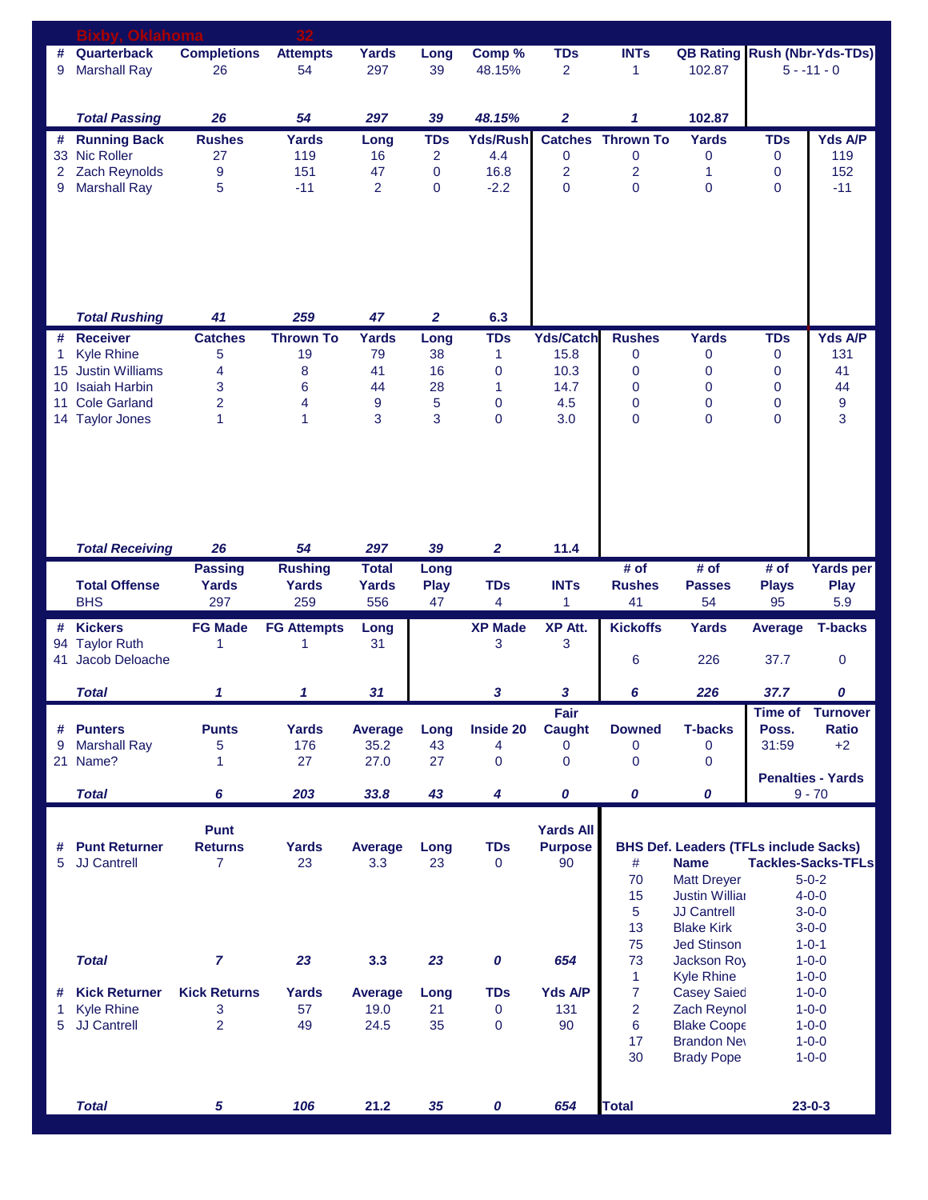# Bixby, Oklahoma 32

| # | Quarterback | Completions | Attempts | Yards | Long | Comp % | TDs | INTs | QB Rating | Rush (Nbr-Yds-TDs) |
|---|---|---|---|---|---|---|---|---|---|---|
| 9 | Marshall Ray | 26 | 54 | 297 | 39 | 48.15% | 2 | 1 | 102.87 | 5 - -11 - 0 |
| | ***Total Passing*** | ***26*** | ***54*** | ***297*** | ***39*** | ***48.15%*** | ***2*** | ***1*** | **102.87** | |

| # | Running Back | Rushes | Yards | Long | TDs | Yds/Rush | Catches | Thrown To | Yards | TDs | Yds A/P |
|---|---|---|---|---|---|---|---|---|---|---|---|
| 33 | Nic Roller | 27 | 119 | 16 | 2 | 4.4 | 0 | 0 | 0 | 0 | 119 |
| 2 | Zach Reynolds | 9 | 151 | 47 | 0 | 16.8 | 2 | 2 | 1 | 0 | 152 |
| 9 | Marshall Ray | 5 | -11 | 2 | 0 | -2.2 | 0 | 0 | 0 | 0 | -11 |
| | ***Total Rushing*** | ***41*** | ***259*** | ***47*** | ***2*** | ***6.3*** | | | | | |

| # | Receiver | Catches | Thrown To | Yards | Long | TDs | Yds/Catch | Rushes | Yards | TDs | Yds A/P |
|---|---|---|---|---|---|---|---|---|---|---|---|
| 1 | Kyle Rhine | 5 | 19 | 79 | 38 | 1 | 15.8 | 0 | 0 | 0 | 131 |
| 15 | Justin Williams | 4 | 8 | 41 | 16 | 0 | 10.3 | 0 | 0 | 0 | 41 |
| 10 | Isaiah Harbin | 3 | 6 | 44 | 28 | 1 | 14.7 | 0 | 0 | 0 | 44 |
| 11 | Cole Garland | 2 | 4 | 9 | 5 | 0 | 4.5 | 0 | 0 | 0 | 9 |
| 14 | Taylor Jones | 1 | 1 | 3 | 3 | 0 | 3.0 | 0 | 0 | 0 | 3 |
| | ***Total Receiving*** | ***26*** | ***54*** | ***297*** | ***39*** | ***2*** | ***11.4*** | | | | |

| | Total Offense | Passing Yards | Rushing Yards | Total Yards | Long Play | TDs | INTs | # of Rushes | # of Passes | # of Plays | Yards per Play |
|---|---|---|---|---|---|---|---|---|---|---|---|
| | BHS | 297 | 259 | 556 | 47 | 4 | 1 | 41 | 54 | 95 | 5.9 |

| # | Kickers | FG Made | FG Attempts | Long | | XP Made | XP Att. | Kickoffs | Yards | Average | T-backs |
|---|---|---|---|---|---|---|---|---|---|---|---|
| 94 | Taylor Ruth | 1 | 1 | 31 | | 3 | 3 | | | | |
| 41 | Jacob Deloache | | | | | | | 6 | 226 | 37.7 | 0 |
| | ***Total*** | ***1*** | ***1*** | ***31*** | | ***3*** | ***3*** | ***6*** | ***226*** | ***37.7*** | ***0*** |

| # | Punters | Punts | Yards | Average | Long | Inside 20 | Fair Caught | Downed | T-backs |
|---|---|---|---|---|---|---|---|---|---|
| 9 | Marshall Ray | 5 | 176 | 35.2 | 43 | 4 | 0 | 0 | 0 |
| 21 | Name? | 1 | 27 | 27.0 | 27 | 0 | 0 | 0 | 0 |
| | ***Total*** | ***6*** | ***203*** | ***33.8*** | ***43*** | ***4*** | ***0*** | ***0*** | ***0*** |

| Time of Poss. | Turnover Ratio | Penalties - Yards |
|---|---|---|
| 31:59 | +2 | 9 - 70 |

| # | Punt Returner | Punt Returns | Yards | Average | Long | TDs | Yards All Purpose |
|---|---|---|---|---|---|---|---|
| 5 | JJ Cantrell | 7 | 23 | 3.3 | 23 | 0 | 90 |
| | ***Total*** | ***7*** | ***23*** | ***3.3*** | ***23*** | ***0*** | ***654*** |

| # | Kick Returner | Kick Returns | Yards | Average | Long | TDs | Yds A/P |
|---|---|---|---|---|---|---|---|
| 1 | Kyle Rhine | 3 | 57 | 19.0 | 21 | 0 | 131 |
| 5 | JJ Cantrell | 2 | 49 | 24.5 | 35 | 0 | 90 |
| | ***Total*** | ***5*** | ***106*** | ***21.2*** | ***35*** | ***0*** | ***654*** |

**BHS Def. Leaders (TFLs include Sacks)**

| # | Name | Tackles-Sacks-TFLs |
|---|---|---|
| 70 | Matt Dreyer | 5-0-2 |
| 15 | Justin Willia | 4-0-0 |
| 5 | JJ Cantrell | 3-0-0 |
| 13 | Blake Kirk | 3-0-0 |
| 75 | Jed Stinson | 1-0-1 |
| 73 | Jackson Ro | 1-0-0 |
| 1 | Kyle Rhine | 1-0-0 |
| 7 | Casey Saied | 1-0-0 |
| 2 | Zach Reynol | 1-0-0 |
| 6 | Blake Coope | 1-0-0 |
| 17 | Brandon Ne | 1-0-0 |
| 30 | Brady Pope | 1-0-0 |
| **Total** | | **23-0-3** |